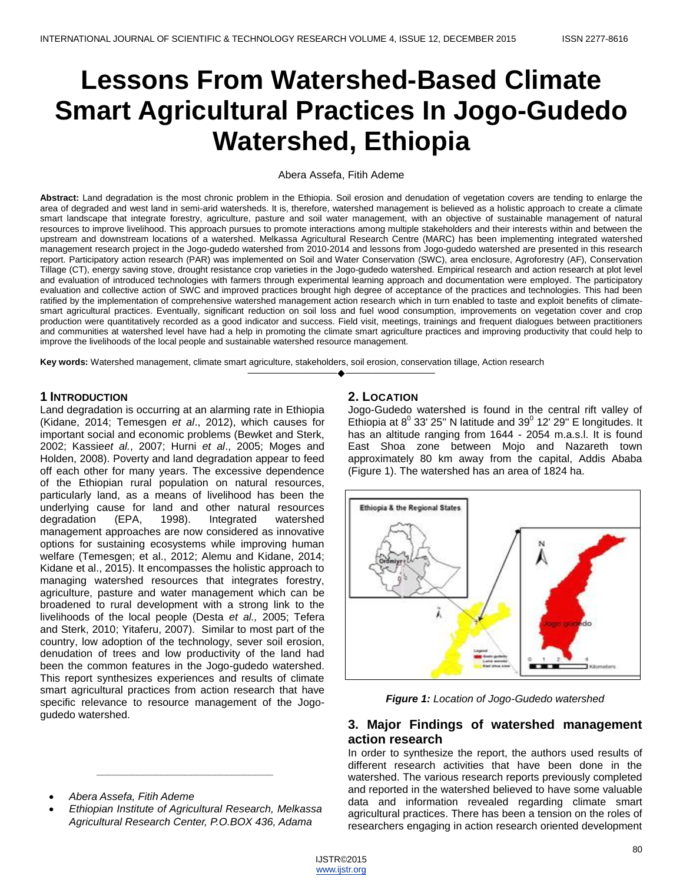# Lessons From Watershed-Based Climate Smart Agricultural Practices In Jogo-Gudedo Watershed, Ethiopia

Abera Assefa, Fitih Ademe

**Abstract:** Land degradation is the most chronic problem in the Ethiopia. Soil erosion and denudation of vegetation covers are tending to enlarge the area of degraded and west land in semi-arid watersheds. It is, therefore, watershed management is believed as a holistic approach to create a climate smart landscape that integrate forestry, agriculture, pasture and soil water management, with an objective of sustainable management of natural resources to improve livelihood. This approach pursues to promote interactions among multiple stakeholders and their interests within and between the upstream and downstream locations of a watershed. Melkassa Agricultural Research Centre (MARC) has been implementing integrated watershed management research project in the Jogo-gudedo watershed from 2010-2014 and lessons from Jogo-gudedo watershed are presented in this research report. Participatory action research (PAR) was implemented on Soil and Water Conservation (SWC), area enclosure, Agroforestry (AF), Conservation Tillage (CT), energy saving stove, drought resistance crop varieties in the Jogo-gudedo watershed. Empirical research and action research at plot level and evaluation of introduced technologies with farmers through experimental learning approach and documentation were employed. The participatory evaluation and collective action of SWC and improved practices brought high degree of acceptance of the practices and technologies. This had been ratified by the implementation of comprehensive watershed management action research which in turn enabled to taste and exploit benefits of climate-smart agricultural practices. Eventually, significant reduction on soil loss and fuel wood consumption, improvements on vegetation cover and crop production were quantitatively recorded as a good indicator and success. Field visit, meetings, trainings and frequent dialogues between practitioners and communities at watershed level have had a help in promoting the climate smart agriculture practices and improving productivity that could help to improve the livelihoods of the local people and sustainable watershed resource management.

**Key words:** Watershed management, climate smart agriculture, stakeholders, soil erosion, conservation tillage, Action research

---

## 1 Introduction

Land degradation is occurring at an alarming rate in Ethiopia (Kidane, 2014; Temesgen *et al*., 2012), which causes for important social and economic problems (Bewket and Sterk, 2002; Kassie*et al.*, 2007; Hurni *et al*., 2005; Moges and Holden, 2008). Poverty and land degradation appear to feed off each other for many years. The excessive dependence of the Ethiopian rural population on natural resources, particularly land, as a means of livelihood has been the underlying cause for land and other natural resources degradation (EPA, 1998). Integrated watershed management approaches are now considered as innovative options for sustaining ecosystems while improving human welfare (Temesgen; et al., 2012; Alemu and Kidane, 2014; Kidane et al., 2015). It encompasses the holistic approach to managing watershed resources that integrates forestry, agriculture, pasture and water management which can be broadened to rural development with a strong link to the livelihoods of the local people (Desta *et al.,* 2005; Tefera and Sterk, 2010; Yitaferu, 2007). Similar to most part of the country, low adoption of the technology, sever soil erosion, denudation of trees and low productivity of the land had been the common features in the Jogo-gudedo watershed. This report synthesizes experiences and results of climate smart agricultural practices from action research that have specific relevance to resource management of the Jogo-gudedo watershed.

- *Abera Assefa, Fitih Ademe*
- *Ethiopian Institute of Agricultural Research, Melkassa Agricultural Research Center, P.O.BOX 436, Adama*

## 2. Location

Jogo-Gudedo watershed is found in the central rift valley of Ethiopia at $8^0$ 33' 25'' N latitude and $39^0$ 12' 29'' E longitudes. It has an altitude ranging from 1644 - 2054 m.a.s.l. It is found East Shoa zone between Mojo and Nazareth town approximately 80 km away from the capital, Addis Ababa (Figure 1). The watershed has an area of 1824 ha.

***Figure 1:*** *Location of Jogo-Gudedo watershed*

## 3. Major Findings of watershed management action research

In order to synthesize the report, the authors used results of different research activities that have been done in the watershed. The various research reports previously completed and reported in the watershed believed to have some valuable data and information revealed regarding climate smart agricultural practices. There has been a tension on the roles of researchers engaging in action research oriented development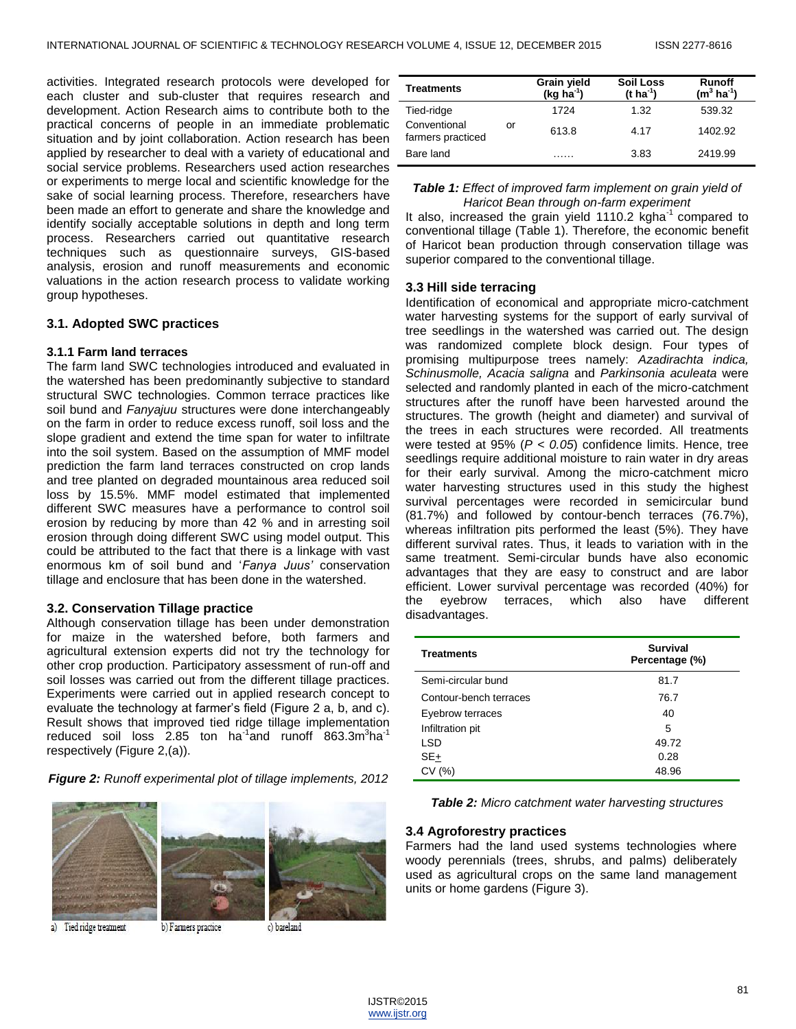activities. Integrated research protocols were developed for each cluster and sub-cluster that requires research and development. Action Research aims to contribute both to the practical concerns of people in an immediate problematic situation and by joint collaboration. Action research has been applied by researcher to deal with a variety of educational and social service problems. Researchers used action researches or experiments to merge local and scientific knowledge for the sake of social learning process. Therefore, researchers have been made an effort to generate and share the knowledge and identify socially acceptable solutions in depth and long term process. Researchers carried out quantitative research techniques such as questionnaire surveys, GIS-based analysis, erosion and runoff measurements and economic valuations in the action research process to validate working group hypotheses.

### 3.1. Adopted SWC practices

#### 3.1.1 Farm land terraces

The farm land SWC technologies introduced and evaluated in the watershed has been predominantly subjective to standard structural SWC technologies. Common terrace practices like soil bund and *Fanyajuu* structures were done interchangeably on the farm in order to reduce excess runoff, soil loss and the slope gradient and extend the time span for water to infiltrate into the soil system. Based on the assumption of MMF model prediction the farm land terraces constructed on crop lands and tree planted on degraded mountainous area reduced soil loss by 15.5%. MMF model estimated that implemented different SWC measures have a performance to control soil erosion by reducing by more than 42 % and in arresting soil erosion through doing different SWC using model output. This could be attributed to the fact that there is a linkage with vast enormous km of soil bund and '*Fanya Juus'* conservation tillage and enclosure that has been done in the watershed.

### 3.2. Conservation Tillage practice

Although conservation tillage has been under demonstration for maize in the watershed before, both farmers and agricultural extension experts did not try the technology for other crop production. Participatory assessment of run-off and soil losses was carried out from the different tillage practices. Experiments were carried out in applied research concept to evaluate the technology at farmer's field (Figure 2 a, b, and c). Result shows that improved tied ridge tillage implementation reduced soil loss 2.85 ton $ha^{-1}$and runoff 863.3$m^3ha^{-1}$ respectively (Figure 2,(a)).

***Figure 2:*** *Runoff experimental plot of tillage implements, 2012*

a) Tied ridge treatment b) Farmers practice c) bareland

| Treatments | Grain yield ($kg\ ha^{-1}$) | Soil Loss ($t\ ha^{-1}$) | Runoff ($m^3\ ha^{-1}$) |
|---|---|---|---|
| Tied-ridge | 1724 | 1.32 | 539.32 |
| Conventional or farmers practiced | 613.8 | 4.17 | 1402.92 |
| Bare land | …… | 3.83 | 2419.99 |

***Table 1:*** *Effect of improved farm implement on grain yield of Haricot Bean through on-farm experiment*

It also, increased the grain yield 1110.2 $kgha^{-1}$ compared to conventional tillage (Table 1). Therefore, the economic benefit of Haricot bean production through conservation tillage was superior compared to the conventional tillage.

### 3.3 Hill side terracing

Identification of economical and appropriate micro-catchment water harvesting systems for the support of early survival of tree seedlings in the watershed was carried out. The design was randomized complete block design. Four types of promising multipurpose trees namely: *Azadirachta indica, Schinusmolle, Acacia saligna* and *Parkinsonia aculeata* were selected and randomly planted in each of the micro-catchment structures after the runoff have been harvested around the structures. The growth (height and diameter) and survival of the trees in each structures were recorded. All treatments were tested at 95% ($P < 0.05$) confidence limits. Hence, tree seedlings require additional moisture to rain water in dry areas for their early survival. Among the micro-catchment micro water harvesting structures used in this study the highest survival percentages were recorded in semicircular bund (81.7%) and followed by contour-bench terraces (76.7%), whereas infiltration pits performed the least (5%). They have different survival rates. Thus, it leads to variation with in the same treatment. Semi-circular bunds have also economic advantages that they are easy to construct and are labor efficient. Lower survival percentage was recorded (40%) for the eyebrow terraces, which also have different disadvantages.

| Treatments | Survival Percentage (%) |
|---|---|
| Semi-circular bund | 81.7 |
| Contour-bench terraces | 76.7 |
| Eyebrow terraces | 40 |
| Infiltration pit | 5 |
| LSD | 49.72 |
| SE± | 0.28 |
| CV (%) | 48.96 |

***Table 2:*** *Micro catchment water harvesting structures*

### 3.4 Agroforestry practices

Farmers had the land used systems technologies where woody perennials (trees, shrubs, and palms) deliberately used as agricultural crops on the same land management units or home gardens (Figure 3).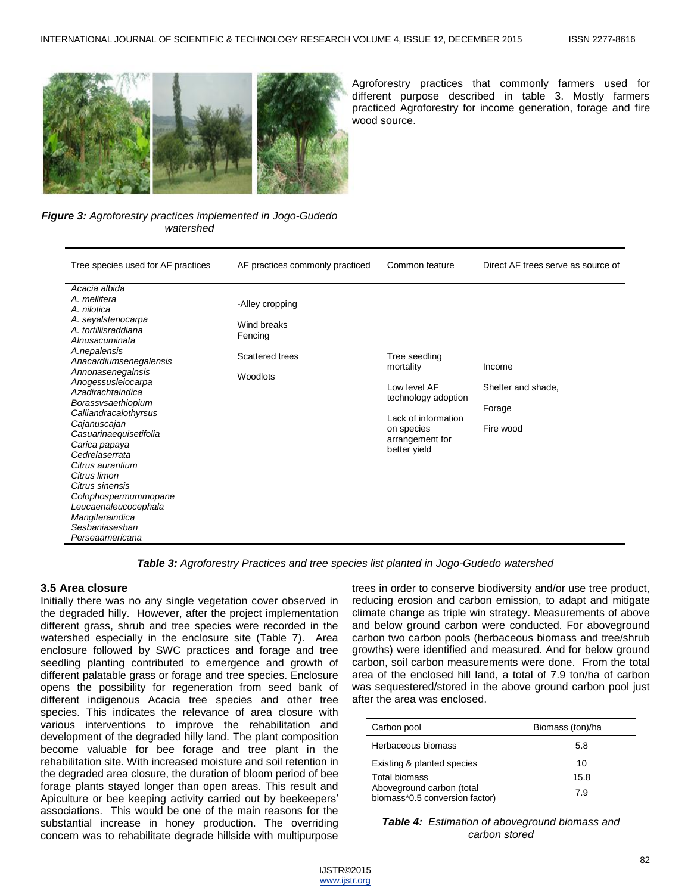*Figure 3: Agroforestry practices implemented in Jogo-Gudedo watershed*

Agroforestry practices that commonly farmers used for different purpose described in table 3. Mostly farmers practiced Agroforestry for income generation, forage and fire wood source.

| Tree species used for AF practices | AF practices commonly practiced | Common feature | Direct AF trees serve as source of |
|---|---|---|---|
| *Acacia albida*<br>*A. mellifera*<br>*A. nilotica*<br>*A. seyalstenocarpa*<br>*A. tortillisraddiana*<br>*Alnusacuminata*<br>*A.nepalensis*<br>*Anacardiumsenegalensis*<br>*Annonasenegalnsis*<br>*Anogessusleiocarpa*<br>*Azadirachtaindica*<br>*Borassvsaethiopium*<br>*Calliandracalothyrsus*<br>*Cajanuscajan*<br>*Casuarinaequisetifolia*<br>*Carica papaya*<br>*Cedrelaserrata*<br>*Citrus aurantium*<br>*Citrus limon*<br>*Citrus sinensis*<br>*Colophospermummopane*<br>*Leucaenaleucocephala*<br>*Mangiferaindica*<br>*Sesbaniasesban*<br>*Perseaamericana* | -Alley cropping<br>Wind breaks<br>Fencing<br>Scattered trees<br>Woodlots | Tree seedling mortality<br>Low level AF technology adoption<br>Lack of information on species arrangement for better yield | Income<br>Shelter and shade,<br>Forage<br>Fire wood |

***Table 3:** Agroforestry Practices and tree species list planted in Jogo-Gudedo watershed*

### 3.5 Area closure

Initially there was no any single vegetation cover observed in the degraded hilly. However, after the project implementation different grass, shrub and tree species were recorded in the watershed especially in the enclosure site (Table 7). Area enclosure followed by SWC practices and forage and tree seedling planting contributed to emergence and growth of different palatable grass or forage and tree species. Enclosure opens the possibility for regeneration from seed bank of different indigenous Acacia tree species and other tree species. This indicates the relevance of area closure with various interventions to improve the rehabilitation and development of the degraded hilly land. The plant composition become valuable for bee forage and tree plant in the rehabilitation site. With increased moisture and soil retention in the degraded area closure, the duration of bloom period of bee forage plants stayed longer than open areas. This result and Apiculture or bee keeping activity carried out by beekeepers' associations. This would be one of the main reasons for the substantial increase in honey production. The overriding concern was to rehabilitate degrade hillside with multipurpose trees in order to conserve biodiversity and/or use tree product, reducing erosion and carbon emission, to adapt and mitigate climate change as triple win strategy. Measurements of above and below ground carbon were conducted. For aboveground carbon two carbon pools (herbaceous biomass and tree/shrub growths) were identified and measured. And for below ground carbon, soil carbon measurements were done. From the total area of the enclosed hill land, a total of 7.9 ton/ha of carbon was sequestered/stored in the above ground carbon pool just after the area was enclosed.

| Carbon pool | Biomass (ton)/ha |
|---|---|
| Herbaceous biomass | 5.8 |
| Existing & planted species | 10 |
| Total biomass | 15.8 |
| Aboveground carbon (total biomass*0.5 conversion factor) | 7.9 |

***Table 4:** Estimation of aboveground biomass and carbon stored*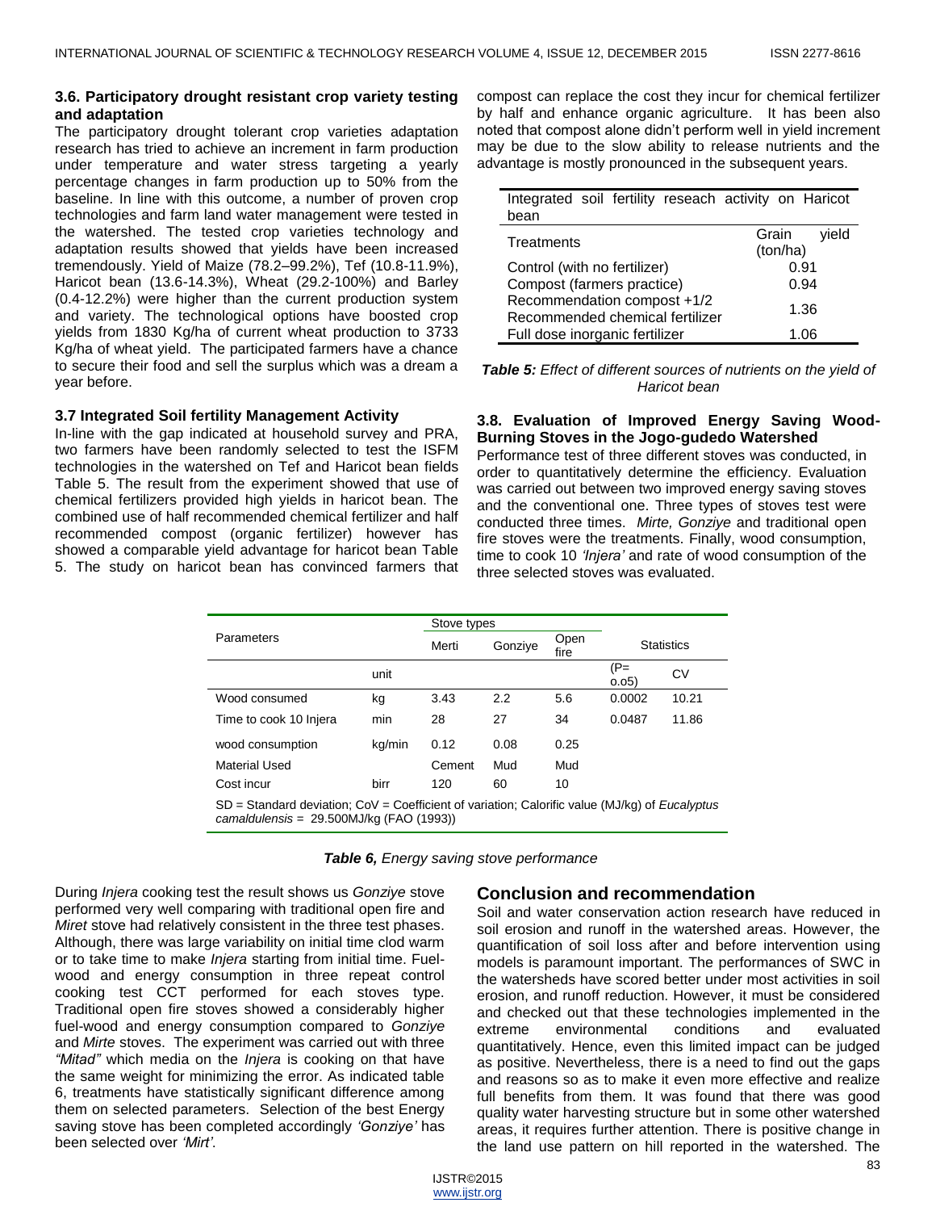### 3.6. Participatory drought resistant crop variety testing and adaptation

The participatory drought tolerant crop varieties adaptation research has tried to achieve an increment in farm production under temperature and water stress targeting a yearly percentage changes in farm production up to 50% from the baseline. In line with this outcome, a number of proven crop technologies and farm land water management were tested in the watershed. The tested crop varieties technology and adaptation results showed that yields have been increased tremendously. Yield of Maize (78.2–99.2%), Tef (10.8-11.9%), Haricot bean (13.6-14.3%), Wheat (29.2-100%) and Barley (0.4-12.2%) were higher than the current production system and variety. The technological options have boosted crop yields from 1830 Kg/ha of current wheat production to 3733 Kg/ha of wheat yield. The participated farmers have a chance to secure their food and sell the surplus which was a dream a year before.

### 3.7 Integrated Soil fertility Management Activity

In-line with the gap indicated at household survey and PRA, two farmers have been randomly selected to test the ISFM technologies in the watershed on Tef and Haricot bean fields Table 5. The result from the experiment showed that use of chemical fertilizers provided high yields in haricot bean. The combined use of half recommended chemical fertilizer and half recommended compost (organic fertilizer) however has showed a comparable yield advantage for haricot bean Table 5. The study on haricot bean has convinced farmers that compost can replace the cost they incur for chemical fertilizer by half and enhance organic agriculture. It has been also noted that compost alone didn't perform well in yield increment may be due to the slow ability to release nutrients and the advantage is mostly pronounced in the subsequent years.

| Integrated soil fertility reseach activity on Haricot bean | |
|---|---|
| Treatments | Grain yield (ton/ha) |
| Control (with no fertilizer) | 0.91 |
| Compost (farmers practice) | 0.94 |
| Recommendation compost +1/2 Recommended chemical fertilizer | 1.36 |
| Full dose inorganic fertilizer | 1.06 |

***Table 5:*** *Effect of different sources of nutrients on the yield of Haricot bean*

### 3.8. Evaluation of Improved Energy Saving Wood-Burning Stoves in the Jogo-gudedo Watershed

Performance test of three different stoves was conducted, in order to quantitatively determine the efficiency. Evaluation was carried out between two improved energy saving stoves and the conventional one. Three types of stoves test were conducted three times. *Mirte, Gonziye* and traditional open fire stoves were the treatments. Finally, wood consumption, time to cook 10 *'Injera'* and rate of wood consumption of the three selected stoves was evaluated.

| Parameters | | Stove types | | | Statistics | |
|---|---|---|---|---|---|---|
| | | Merti | Gonziye | Open fire | | |
| | unit | | | | (P= o.o5) | CV |
| Wood consumed | kg | 3.43 | 2.2 | 5.6 | 0.0002 | 10.21 |
| Time to cook 10 Injera | min | 28 | 27 | 34 | 0.0487 | 11.86 |
| wood consumption | kg/min | 0.12 | 0.08 | 0.25 | | |
| Material Used | | Cement | Mud | Mud | | |
| Cost incur | birr | 120 | 60 | 10 | | |

SD = Standard deviation; CoV = Coefficient of variation; Calorific value (MJ/kg) of *Eucalyptus camaldulensis* = 29.500MJ/kg (FAO (1993))

***Table 6,*** *Energy saving stove performance*

During *Injera* cooking test the result shows us *Gonziye* stove performed very well comparing with traditional open fire and *Miret* stove had relatively consistent in the three test phases. Although, there was large variability on initial time clod warm or to take time to make *Injera* starting from initial time. Fuel-wood and energy consumption in three repeat control cooking test CCT performed for each stoves type. Traditional open fire stoves showed a considerably higher fuel-wood and energy consumption compared to *Gonziye* and *Mirte* stoves. The experiment was carried out with three *"Mitad"* which media on the *Injera* is cooking on that have the same weight for minimizing the error. As indicated table 6, treatments have statistically significant difference among them on selected parameters. Selection of the best Energy saving stove has been completed accordingly *'Gonziye'* has been selected over *'Mirt'*.

## Conclusion and recommendation

Soil and water conservation action research have reduced in soil erosion and runoff in the watershed areas. However, the quantification of soil loss after and before intervention using models is paramount important. The performances of SWC in the watersheds have scored better under most activities in soil erosion, and runoff reduction. However, it must be considered and checked out that these technologies implemented in the extreme environmental conditions and evaluated quantitatively. Hence, even this limited impact can be judged as positive. Nevertheless, there is a need to find out the gaps and reasons so as to make it even more effective and realize full benefits from them. It was found that there was good quality water harvesting structure but in some other watershed areas, it requires further attention. There is positive change in the land use pattern on hill reported in the watershed. The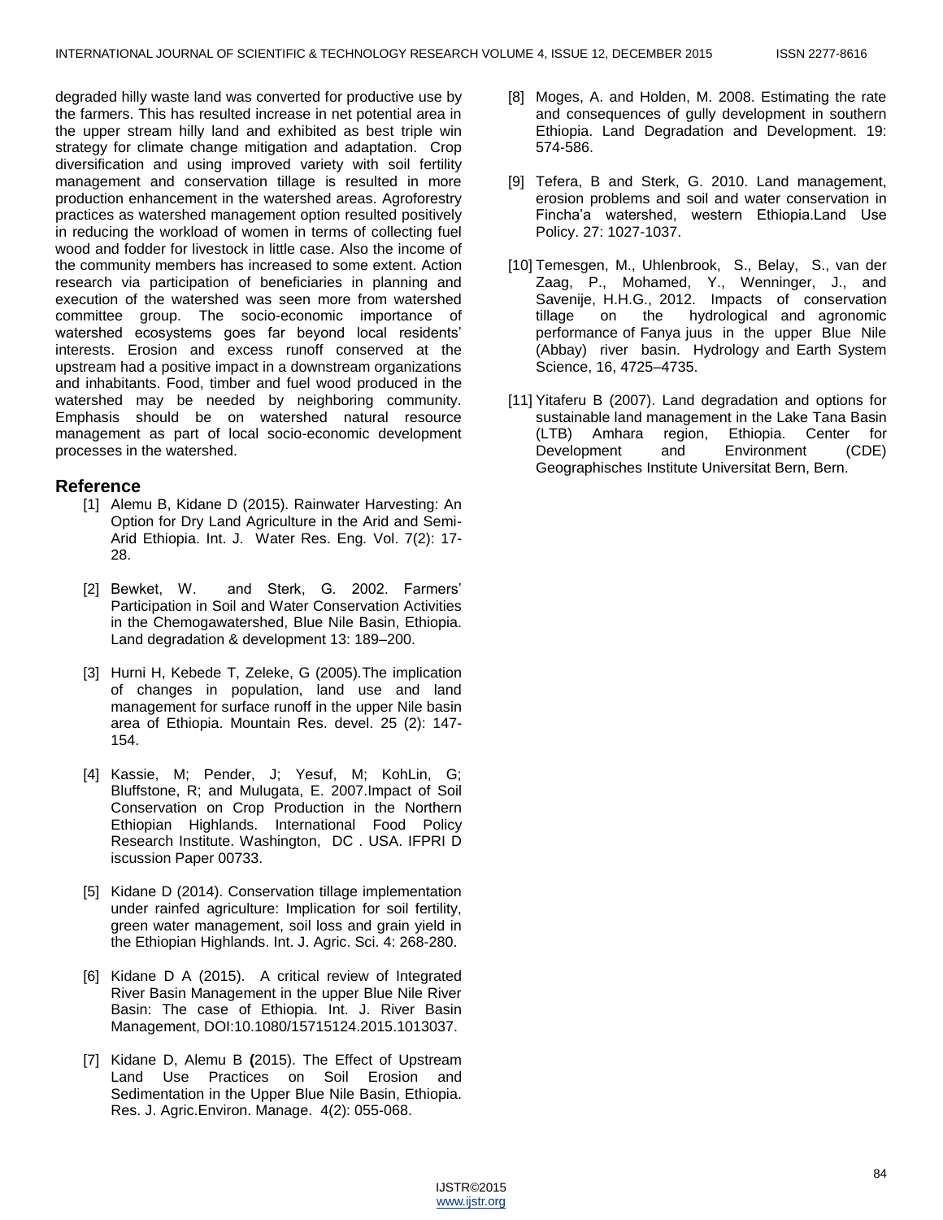degraded hilly waste land was converted for productive use by the farmers. This has resulted increase in net potential area in the upper stream hilly land and exhibited as best triple win strategy for climate change mitigation and adaptation. Crop diversification and using improved variety with soil fertility management and conservation tillage is resulted in more production enhancement in the watershed areas. Agroforestry practices as watershed management option resulted positively in reducing the workload of women in terms of collecting fuel wood and fodder for livestock in little case. Also the income of the community members has increased to some extent. Action research via participation of beneficiaries in planning and execution of the watershed was seen more from watershed committee group. The socio-economic importance of watershed ecosystems goes far beyond local residents' interests. Erosion and excess runoff conserved at the upstream had a positive impact in a downstream organizations and inhabitants. Food, timber and fuel wood produced in the watershed may be needed by neighboring community. Emphasis should be on watershed natural resource management as part of local socio-economic development processes in the watershed.

## Reference

[1] Alemu B, Kidane D (2015). Rainwater Harvesting: An Option for Dry Land Agriculture in the Arid and Semi-Arid Ethiopia. Int. J. Water Res. Eng. Vol. 7(2): 17-28.

[2] Bewket, W. and Sterk, G. 2002. Farmers' Participation in Soil and Water Conservation Activities in the Chemogawatershed, Blue Nile Basin, Ethiopia. Land degradation & development 13: 189–200.

[3] Hurni H, Kebede T, Zeleke, G (2005).The implication of changes in population, land use and land management for surface runoff in the upper Nile basin area of Ethiopia. Mountain Res. devel. 25 (2): 147-154.

[4] Kassie, M; Pender, J; Yesuf, M; KohLin, G; Bluffstone, R; and Mulugata, E. 2007.Impact of Soil Conservation on Crop Production in the Northern Ethiopian Highlands. International Food Policy Research Institute. Washington, DC . USA. IFPRI D iscussion Paper 00733.

[5] Kidane D (2014). Conservation tillage implementation under rainfed agriculture: Implication for soil fertility, green water management, soil loss and grain yield in the Ethiopian Highlands. Int. J. Agric. Sci. 4: 268-280.

[6] Kidane D A (2015). A critical review of Integrated River Basin Management in the upper Blue Nile River Basin: The case of Ethiopia. Int. J. River Basin Management, DOI:10.1080/15715124.2015.1013037.

[7] Kidane D, Alemu B (2015). The Effect of Upstream Land Use Practices on Soil Erosion and Sedimentation in the Upper Blue Nile Basin, Ethiopia. Res. J. Agric.Environ. Manage. 4(2): 055-068.

[8] Moges, A. and Holden, M. 2008. Estimating the rate and consequences of gully development in southern Ethiopia. Land Degradation and Development. 19: 574-586.

[9] Tefera, B and Sterk, G. 2010. Land management, erosion problems and soil and water conservation in Fincha'a watershed, western Ethiopia.Land Use Policy. 27: 1027-1037.

[10] Temesgen, M., Uhlenbrook, S., Belay, S., van der Zaag, P., Mohamed, Y., Wenninger, J., and Savenije, H.H.G., 2012. Impacts of conservation tillage on the hydrological and agronomic performance of Fanya juus in the upper Blue Nile (Abbay) river basin. Hydrology and Earth System Science, 16, 4725–4735.

[11] Yitaferu B (2007). Land degradation and options for sustainable land management in the Lake Tana Basin (LTB) Amhara region, Ethiopia. Center for Development and Environment (CDE) Geographisches Institute Universitat Bern, Bern.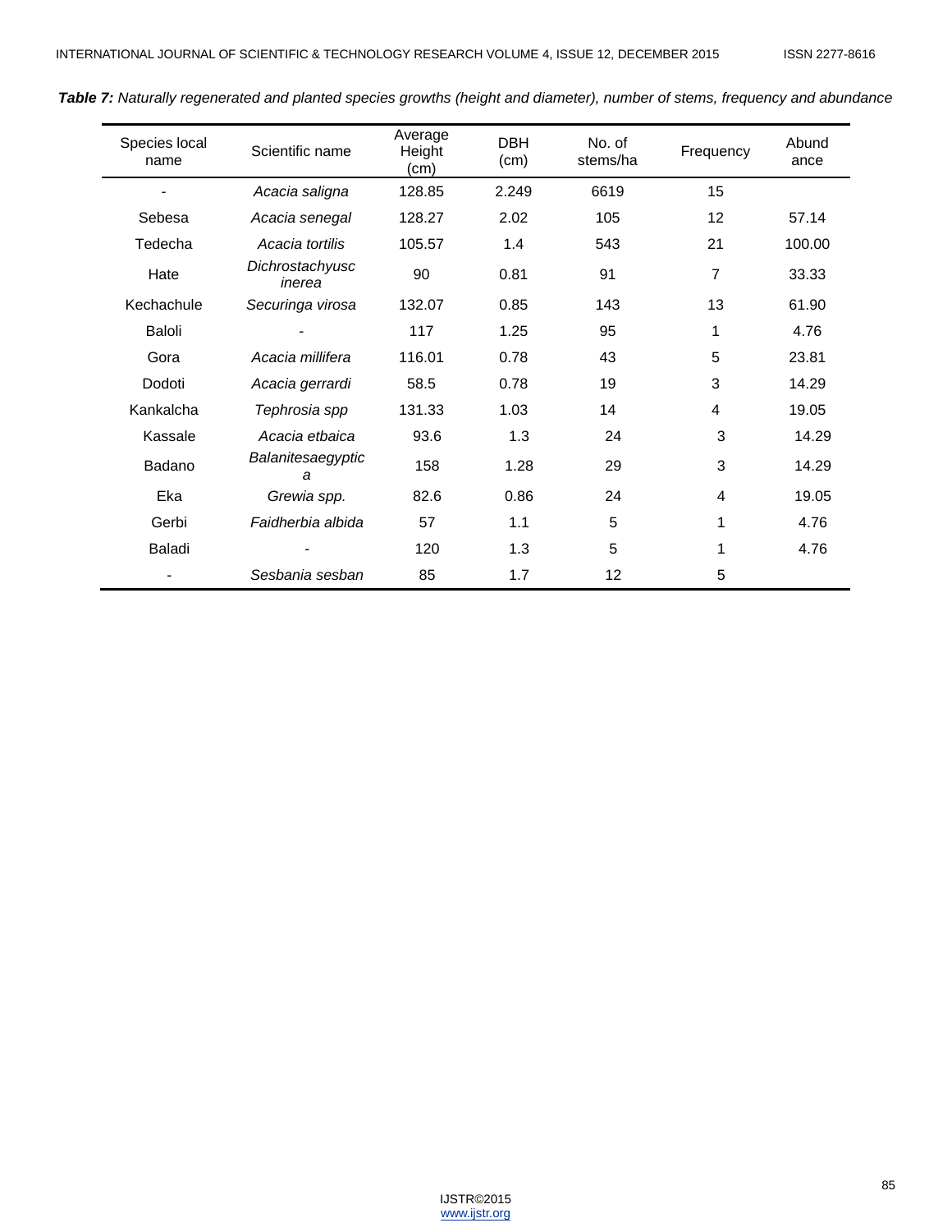***Table 7:*** *Naturally regenerated and planted species growths (height and diameter), number of stems, frequency and abundance*

| Species local name | Scientific name | Average Height (cm) | DBH (cm) | No. of stems/ha | Frequency | Abundance |
|---|---|---|---|---|---|---|
| - | *Acacia saligna* | 128.85 | 2.249 | 6619 | 15 | |
| Sebesa | *Acacia senegal* | 128.27 | 2.02 | 105 | 12 | 57.14 |
| Tedecha | *Acacia tortilis* | 105.57 | 1.4 | 543 | 21 | 100.00 |
| Hate | *Dichrostachyusc inerea* | 90 | 0.81 | 91 | 7 | 33.33 |
| Kechachule | *Securinga virosa* | 132.07 | 0.85 | 143 | 13 | 61.90 |
| Baloli | - | 117 | 1.25 | 95 | 1 | 4.76 |
| Gora | *Acacia millifera* | 116.01 | 0.78 | 43 | 5 | 23.81 |
| Dodoti | *Acacia gerrardi* | 58.5 | 0.78 | 19 | 3 | 14.29 |
| Kankalcha | *Tephrosia spp* | 131.33 | 1.03 | 14 | 4 | 19.05 |
| Kassale | *Acacia etbaica* | 93.6 | 1.3 | 24 | 3 | 14.29 |
| Badano | *Balanitesaegyptica* | 158 | 1.28 | 29 | 3 | 14.29 |
| Eka | *Grewia spp.* | 82.6 | 0.86 | 24 | 4 | 19.05 |
| Gerbi | *Faidherbia albida* | 57 | 1.1 | 5 | 1 | 4.76 |
| Baladi | - | 120 | 1.3 | 5 | 1 | 4.76 |
| - | *Sesbania sesban* | 85 | 1.7 | 12 | 5 | |